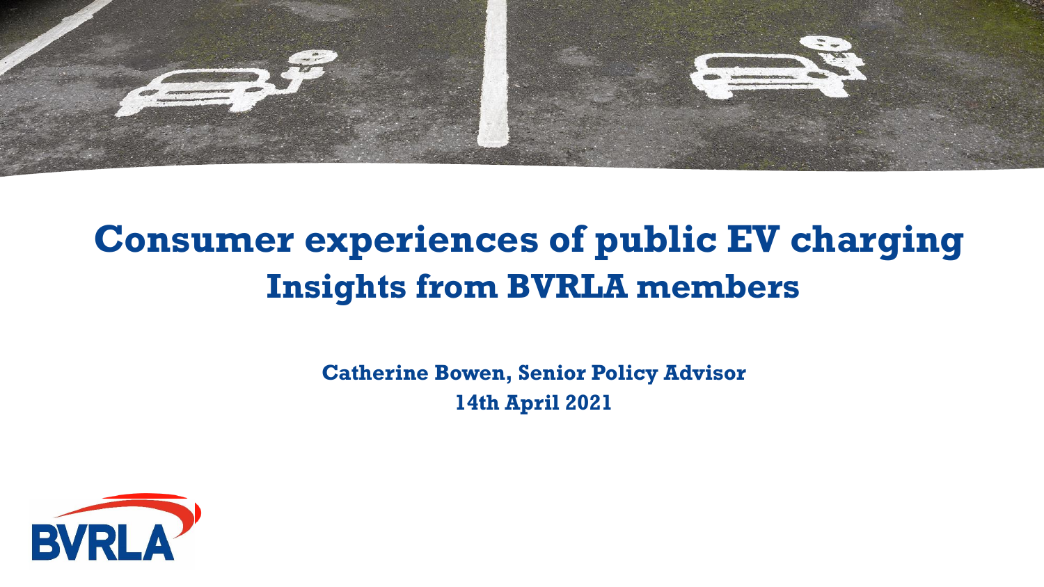# Consumer experiences of public EV charging
## Insights from BVRLA members

**Catherine Bowen, Senior Policy Advisor**

**14th April 2021**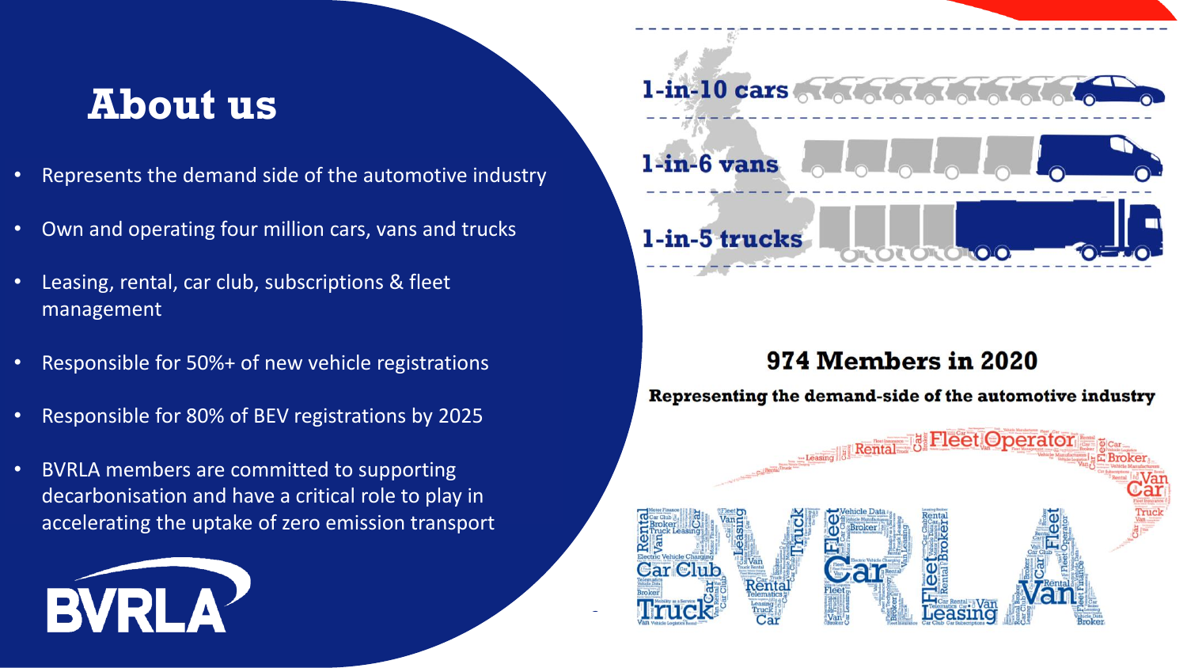# About us

- Represents the demand side of the automotive industry
- Own and operating four million cars, vans and trucks
- Leasing, rental, car club, subscriptions & fleet management
- Responsible for 50%+ of new vehicle registrations
- Responsible for 80% of BEV registrations by 2025
- BVRLA members are committed to supporting decarbonisation and have a critical role to play in accelerating the uptake of zero emission transport

BVRLA

**1-in-10 cars**

**1-in-6 vans**

**1-in-5 trucks**

**974 Members in 2020**

**Representing the demand-side of the automotive industry**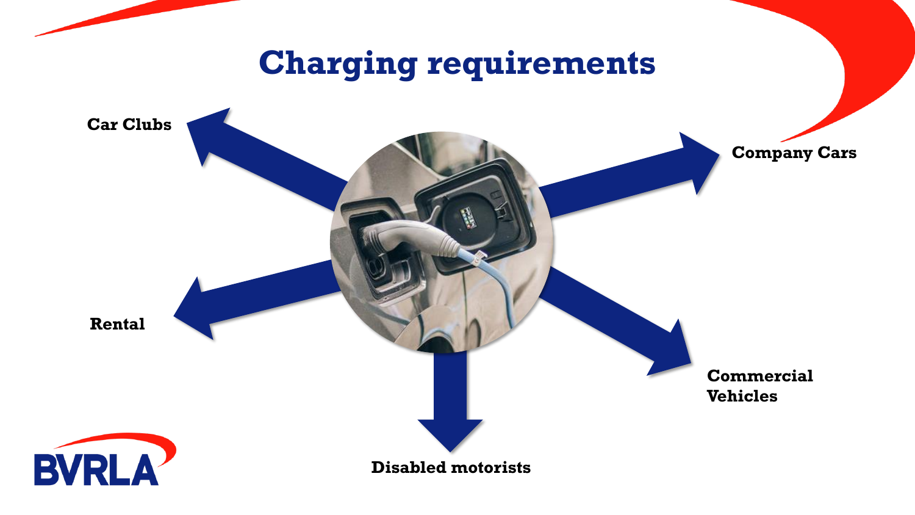# Charging requirements

- Car Clubs
- Company Cars
- Rental
- Commercial Vehicles
- Disabled motorists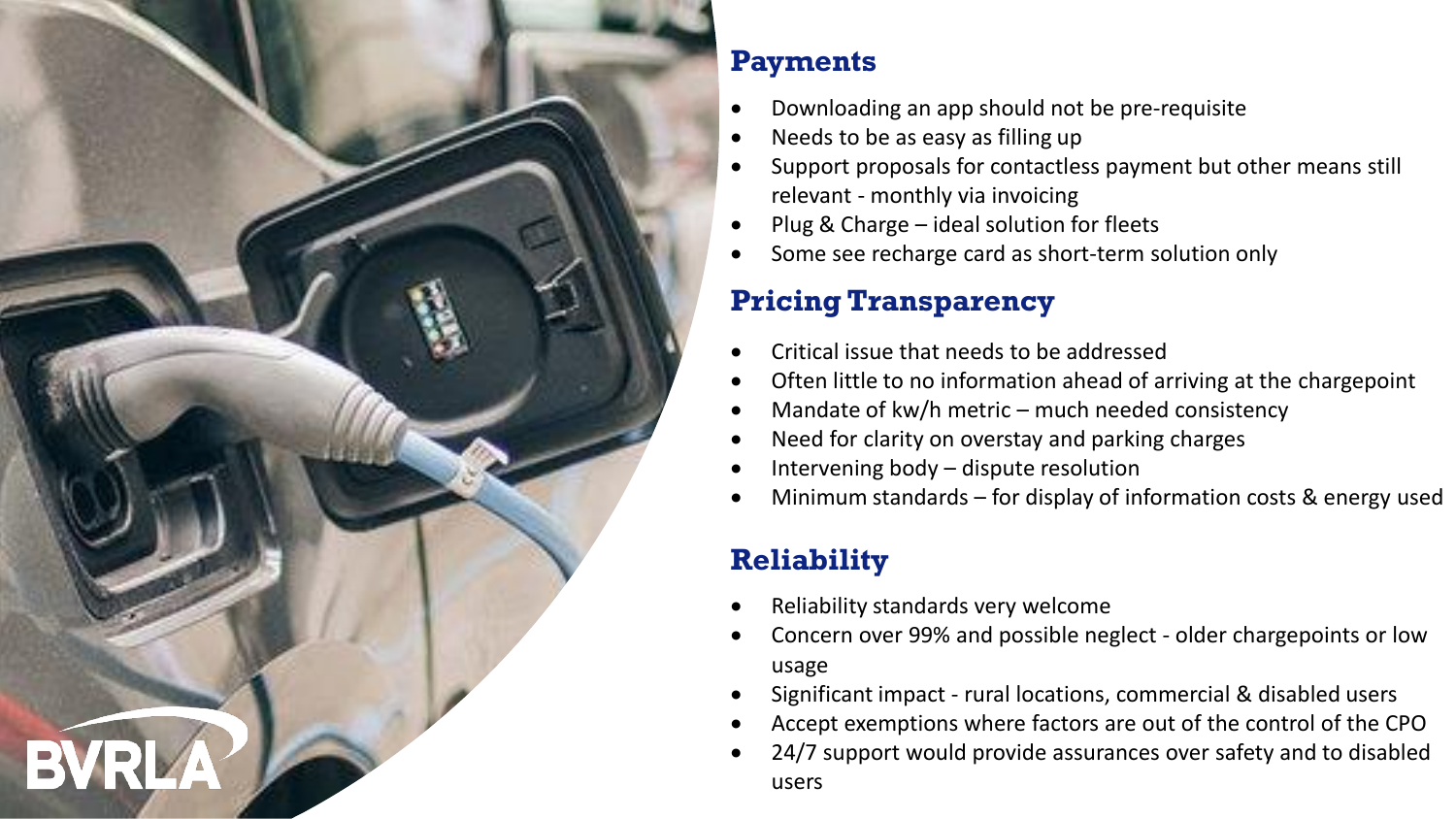## Payments

- Downloading an app should not be pre-requisite
- Needs to be as easy as filling up
- Support proposals for contactless payment but other means still relevant - monthly via invoicing
- Plug & Charge – ideal solution for fleets
- Some see recharge card as short-term solution only

## Pricing Transparency

- Critical issue that needs to be addressed
- Often little to no information ahead of arriving at the chargepoint
- Mandate of kw/h metric – much needed consistency
- Need for clarity on overstay and parking charges
- Intervening body – dispute resolution
- Minimum standards – for display of information costs & energy used

## Reliability

- Reliability standards very welcome
- Concern over 99% and possible neglect - older chargepoints or low usage
- Significant impact - rural locations, commercial & disabled users
- Accept exemptions where factors are out of the control of the CPO
- 24/7 support would provide assurances over safety and to disabled users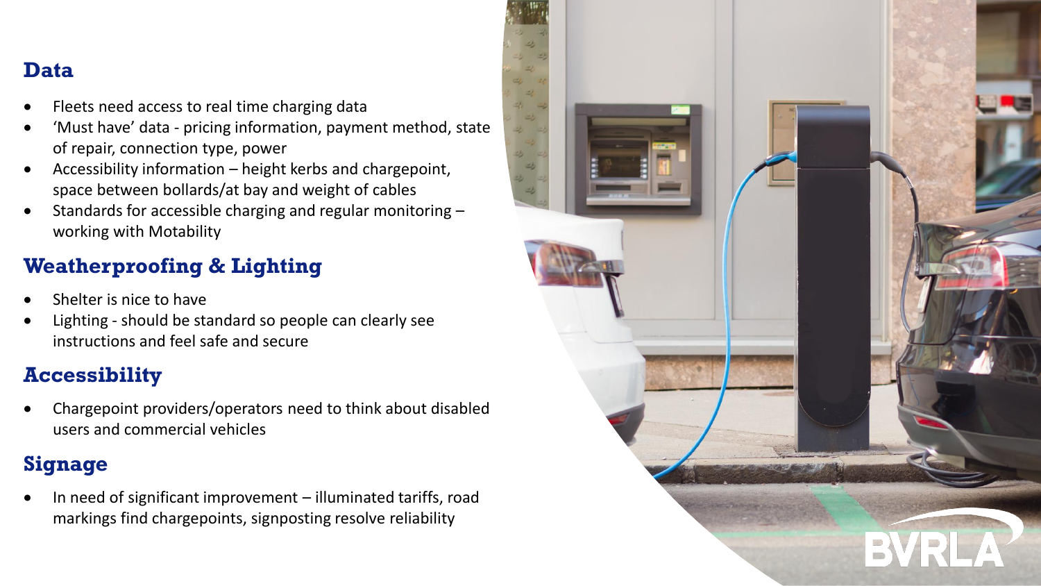## Data

- Fleets need access to real time charging data
- 'Must have' data - pricing information, payment method, state of repair, connection type, power
- Accessibility information – height kerbs and chargepoint, space between bollards/at bay and weight of cables
- Standards for accessible charging and regular monitoring – working with Motability

## Weatherproofing & Lighting

- Shelter is nice to have
- Lighting - should be standard so people can clearly see instructions and feel safe and secure

## Accessibility

- Chargepoint providers/operators need to think about disabled users and commercial vehicles

## Signage

- In need of significant improvement – illuminated tariffs, road markings find chargepoints, signposting resolve reliability